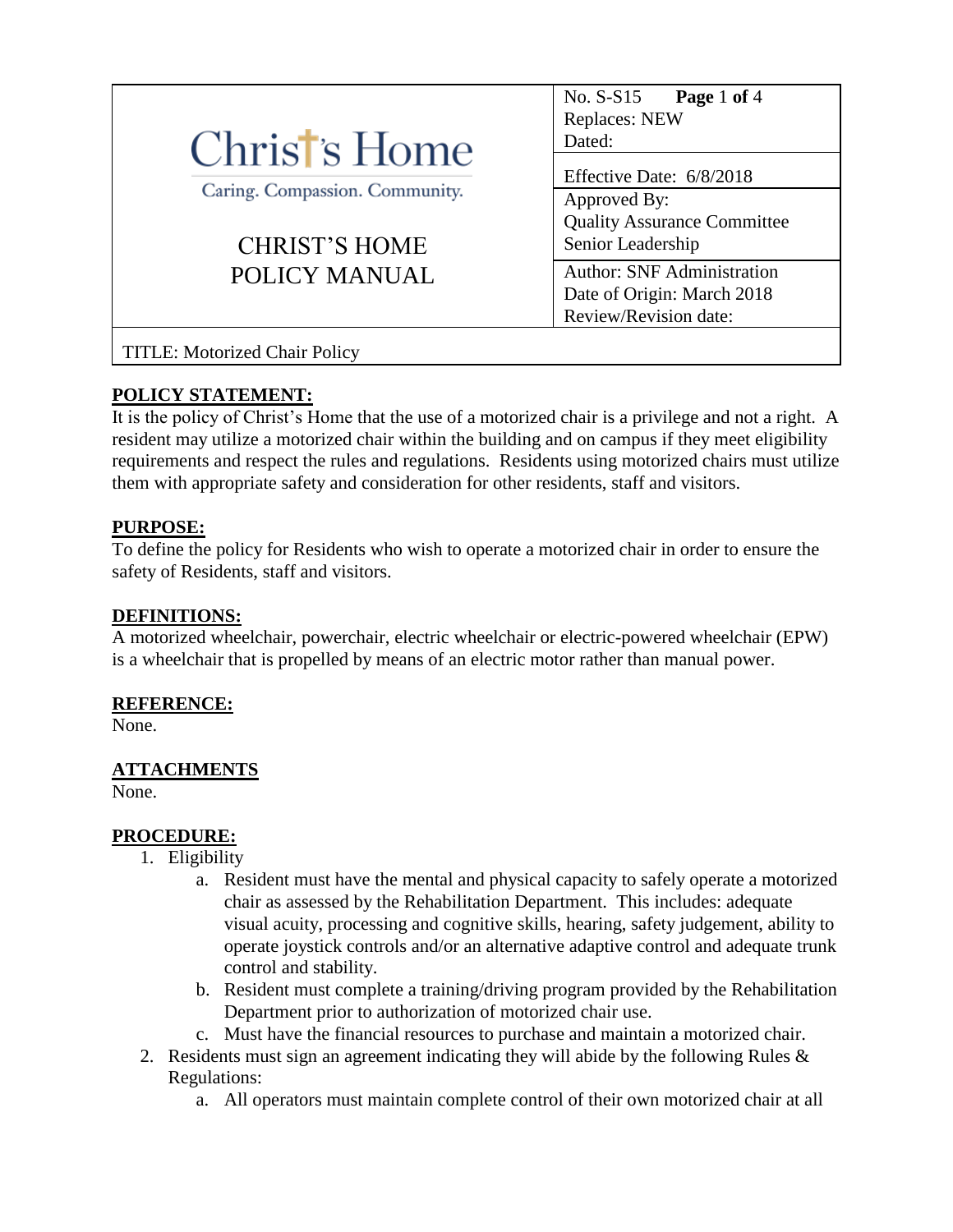| Christ's Home<br>Caring. Compassion. Community.<br><br>CHRIST'S HOME<br>POLICY MANUAL | No. S-S15 **Page** 1 **of** 4<br>Replaces: NEW<br>Dated: |
|---|---|
| | Effective Date: 6/8/2018 |
| | Approved By:<br>Quality Assurance Committee<br>Senior Leadership |
| | Author: SNF Administration<br>Date of Origin: March 2018<br>Review/Revision date: |
| TITLE: Motorized Chair Policy | |

**POLICY STATEMENT:**

It is the policy of Christ's Home that the use of a motorized chair is a privilege and not a right. A resident may utilize a motorized chair within the building and on campus if they meet eligibility requirements and respect the rules and regulations. Residents using motorized chairs must utilize them with appropriate safety and consideration for other residents, staff and visitors.

**PURPOSE:**

To define the policy for Residents who wish to operate a motorized chair in order to ensure the safety of Residents, staff and visitors.

**DEFINITIONS:**

A motorized wheelchair, powerchair, electric wheelchair or electric-powered wheelchair (EPW) is a wheelchair that is propelled by means of an electric motor rather than manual power.

**REFERENCE:**

None.

**ATTACHMENTS**

None.

**PROCEDURE:**

1. Eligibility
   a. Resident must have the mental and physical capacity to safely operate a motorized chair as assessed by the Rehabilitation Department. This includes: adequate visual acuity, processing and cognitive skills, hearing, safety judgement, ability to operate joystick controls and/or an alternative adaptive control and adequate trunk control and stability.
   b. Resident must complete a training/driving program provided by the Rehabilitation Department prior to authorization of motorized chair use.
   c. Must have the financial resources to purchase and maintain a motorized chair.
2. Residents must sign an agreement indicating they will abide by the following Rules & Regulations:
   a. All operators must maintain complete control of their own motorized chair at all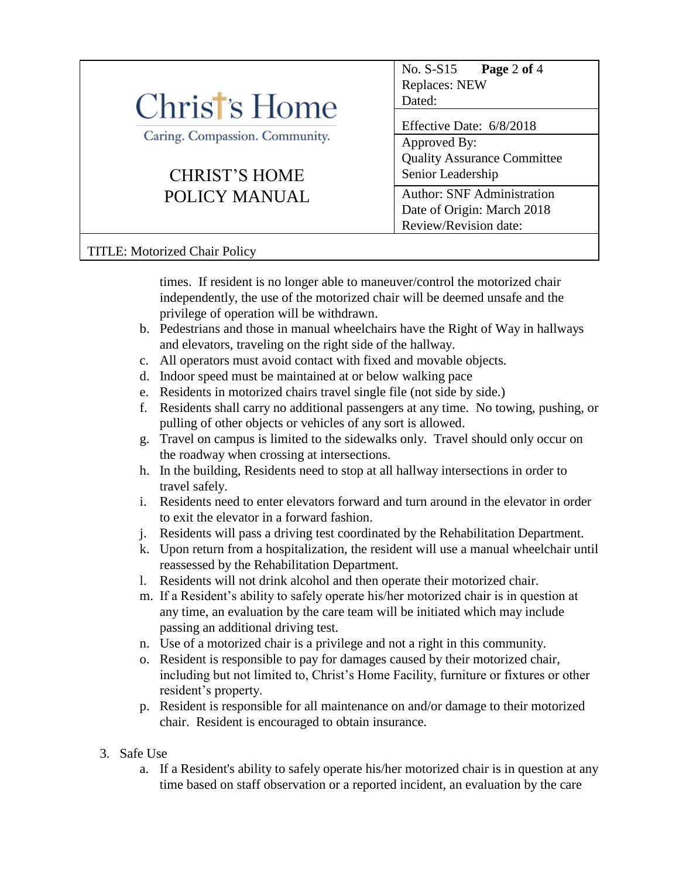times. If resident is no longer able to maneuver/control the motorized chair independently, the use of the motorized chair will be deemed unsafe and the privilege of operation will be withdrawn.

b. Pedestrians and those in manual wheelchairs have the Right of Way in hallways and elevators, traveling on the right side of the hallway.
c. All operators must avoid contact with fixed and movable objects.
d. Indoor speed must be maintained at or below walking pace
e. Residents in motorized chairs travel single file (not side by side.)
f. Residents shall carry no additional passengers at any time. No towing, pushing, or pulling of other objects or vehicles of any sort is allowed.
g. Travel on campus is limited to the sidewalks only. Travel should only occur on the roadway when crossing at intersections.
h. In the building, Residents need to stop at all hallway intersections in order to travel safely.
i. Residents need to enter elevators forward and turn around in the elevator in order to exit the elevator in a forward fashion.
j. Residents will pass a driving test coordinated by the Rehabilitation Department.
k. Upon return from a hospitalization, the resident will use a manual wheelchair until reassessed by the Rehabilitation Department.
l. Residents will not drink alcohol and then operate their motorized chair.
m. If a Resident's ability to safely operate his/her motorized chair is in question at any time, an evaluation by the care team will be initiated which may include passing an additional driving test.
n. Use of a motorized chair is a privilege and not a right in this community.
o. Resident is responsible to pay for damages caused by their motorized chair, including but not limited to, Christ's Home Facility, furniture or fixtures or other resident's property.
p. Resident is responsible for all maintenance on and/or damage to their motorized chair. Resident is encouraged to obtain insurance.

3. Safe Use
   a. If a Resident's ability to safely operate his/her motorized chair is in question at any time based on staff observation or a reported incident, an evaluation by the care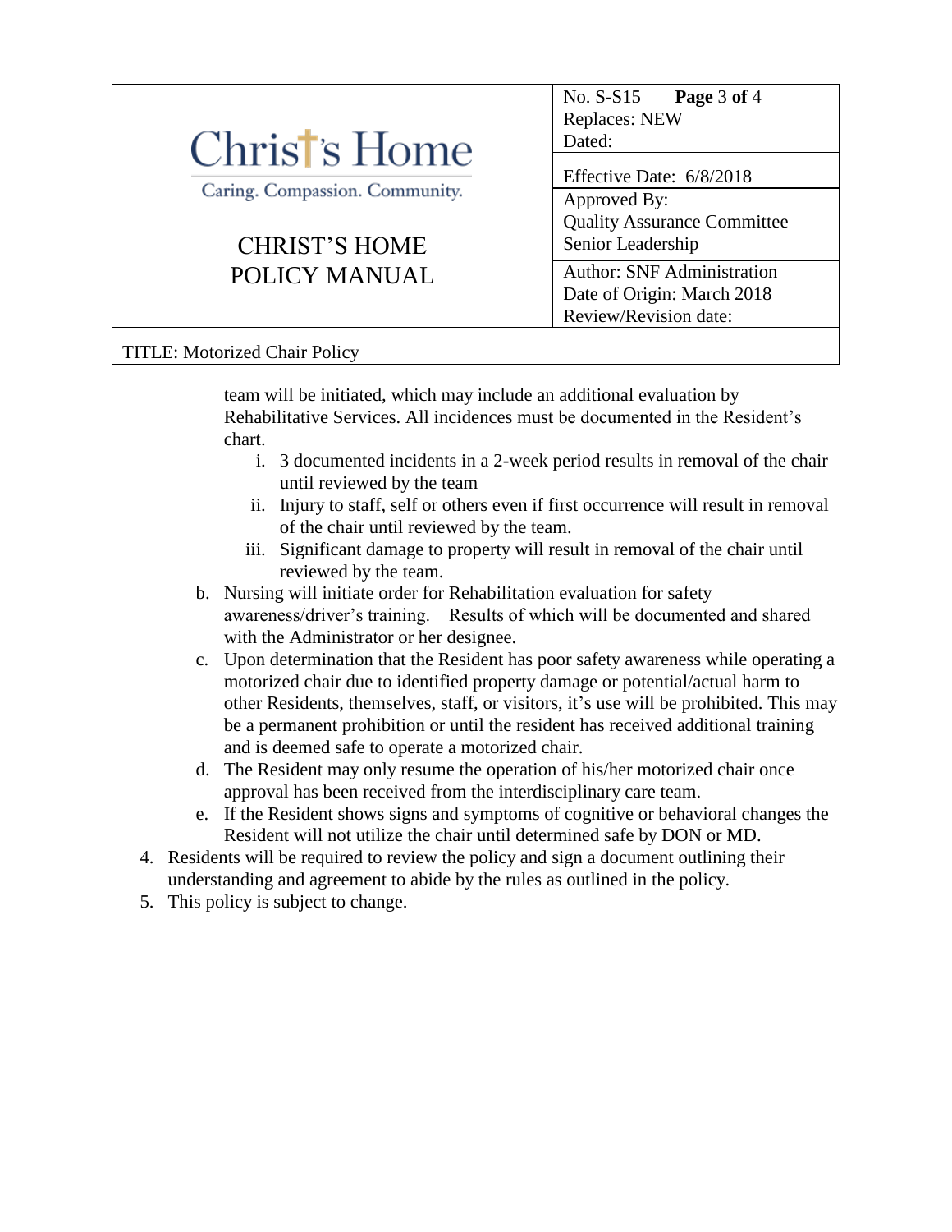team will be initiated, which may include an additional evaluation by Rehabilitative Services. All incidences must be documented in the Resident's chart.

      i. 3 documented incidents in a 2-week period results in removal of the chair until reviewed by the team
      ii. Injury to staff, self or others even if first occurrence will result in removal of the chair until reviewed by the team.
      iii. Significant damage to property will result in removal of the chair until reviewed by the team.

   b. Nursing will initiate order for Rehabilitation evaluation for safety awareness/driver's training. Results of which will be documented and shared with the Administrator or her designee.
   c. Upon determination that the Resident has poor safety awareness while operating a motorized chair due to identified property damage or potential/actual harm to other Residents, themselves, staff, or visitors, it's use will be prohibited. This may be a permanent prohibition or until the resident has received additional training and is deemed safe to operate a motorized chair.
   d. The Resident may only resume the operation of his/her motorized chair once approval has been received from the interdisciplinary care team.
   e. If the Resident shows signs and symptoms of cognitive or behavioral changes the Resident will not utilize the chair until determined safe by DON or MD.

4. Residents will be required to review the policy and sign a document outlining their understanding and agreement to abide by the rules as outlined in the policy.
5. This policy is subject to change.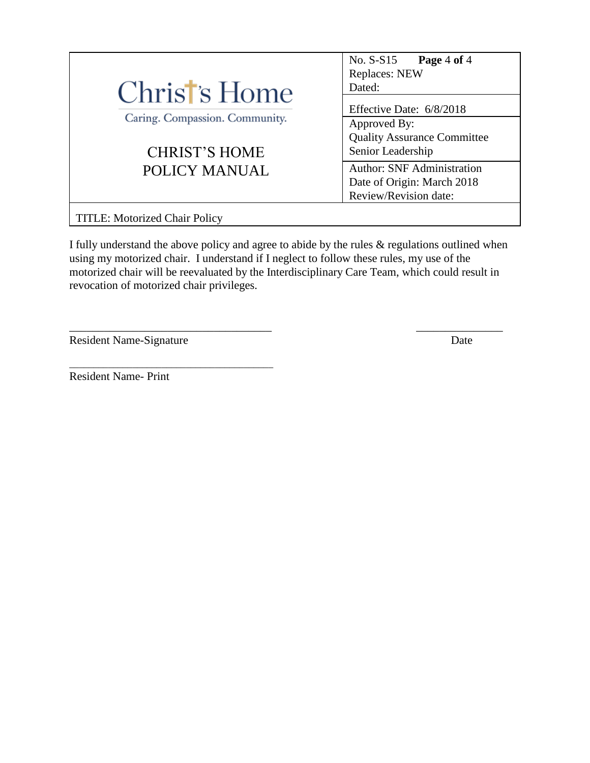| | |
|---|---|
| Christ's Home<br>Caring. Compassion. Community.<br><br>CHRIST'S HOME<br>POLICY MANUAL | No. S-S15 **Page** 4 **of** 4<br>Replaces: NEW<br>Dated: |
| | Effective Date: 6/8/2018 |
| | Approved By:<br>Quality Assurance Committee<br>Senior Leadership |
| | Author: SNF Administration<br>Date of Origin: March 2018<br>Review/Revision date: |
| TITLE: Motorized Chair Policy | |

I fully understand the above policy and agree to abide by the rules & regulations outlined when using my motorized chair. I understand if I neglect to follow these rules, my use of the motorized chair will be reevaluated by the Interdisciplinary Care Team, which could result in revocation of motorized chair privileges.

\_\_\_\_\_\_\_\_\_\_\_\_\_\_\_\_\_\_\_\_\_\_\_\_\_\_\_\_\_\_\_\_\_\_\_\_ \_\_\_\_\_\_\_\_\_\_\_\_\_\_\_

Resident Name-Signature Date

\_\_\_\_\_\_\_\_\_\_\_\_\_\_\_\_\_\_\_\_\_\_\_\_\_\_\_\_\_\_\_\_\_\_\_\_

Resident Name- Print